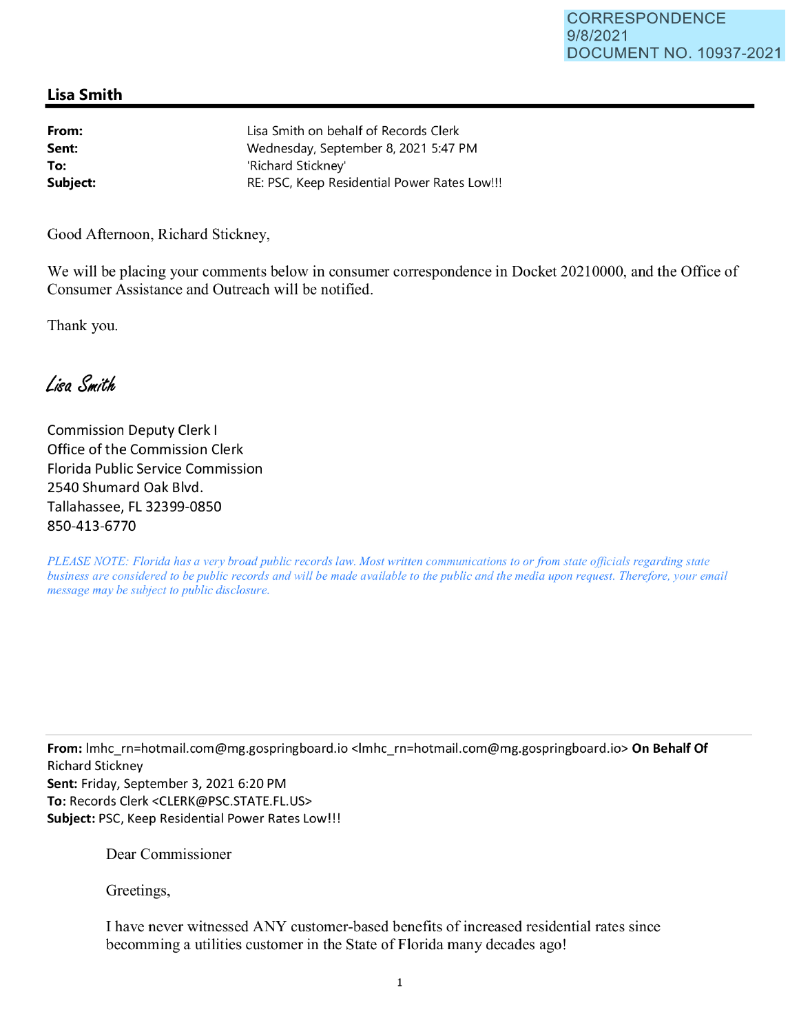CORRESPONDENCE
9/8/2021
DOCUMENT NO. 10937-2021

## Lisa Smith

**From:** Lisa Smith on behalf of Records Clerk
**Sent:** Wednesday, September 8, 2021 5:47 PM
**To:** 'Richard Stickney'
**Subject:** RE: PSC, Keep Residential Power Rates Low!!!

Good Afternoon, Richard Stickney,

We will be placing your comments below in consumer correspondence in Docket 20210000, and the Office of Consumer Assistance and Outreach will be notified.

Thank you.

*Lisa Smith*

Commission Deputy Clerk I
Office of the Commission Clerk
Florida Public Service Commission
2540 Shumard Oak Blvd.
Tallahassee, FL 32399-0850
850-413-6770

*PLEASE NOTE: Florida has a very broad public records law. Most written communications to or from state officials regarding state business are considered to be public records and will be made available to the public and the media upon request. Therefore, your email message may be subject to public disclosure.*

---

**From:** lmhc_rn=hotmail.com@mg.gospringboard.io <lmhc_rn=hotmail.com@mg.gospringboard.io> **On Behalf Of** Richard Stickney
**Sent:** Friday, September 3, 2021 6:20 PM
**To:** Records Clerk <CLERK@PSC.STATE.FL.US>
**Subject:** PSC, Keep Residential Power Rates Low!!!

Dear Commissioner

Greetings,

I have never witnessed ANY customer-based benefits of increased residential rates since becomming a utilities customer in the State of Florida many decades ago!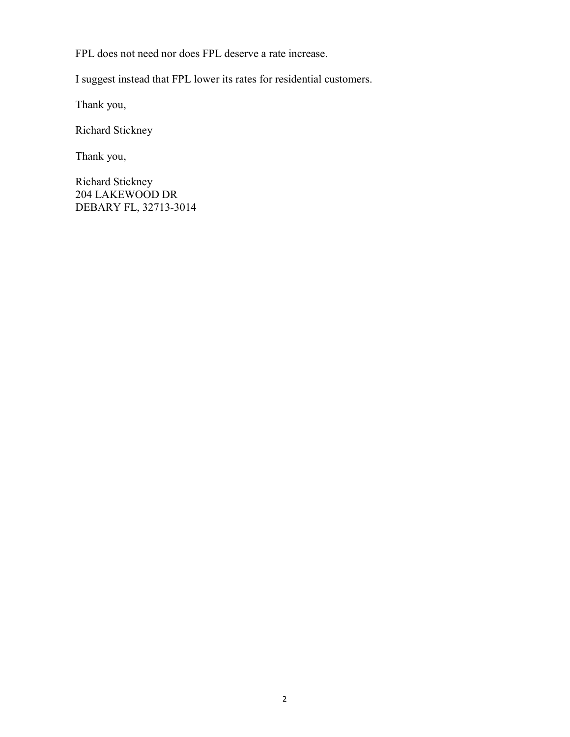FPL does not need nor does FPL deserve a rate increase.

I suggest instead that FPL lower its rates for residential customers.

Thank you,

Richard Stickney

Thank you,

Richard Stickney
204 LAKEWOOD DR
DEBARY FL, 32713-3014